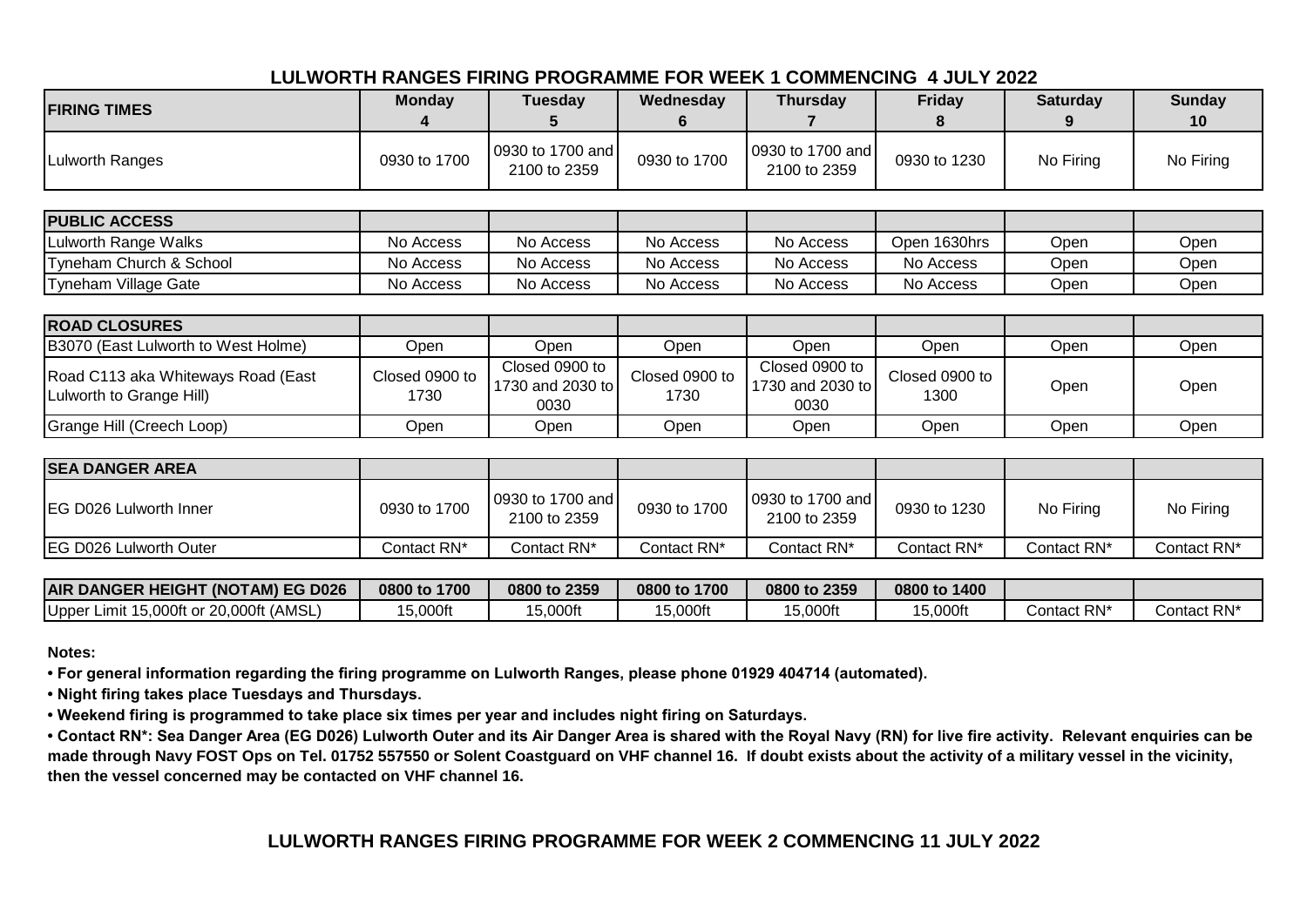# LULWORTH RANGES FIRING PROGRAMME FOR WEEK 1 COMMENCING 4 JULY 2022

| FIRING TIMES | Monday 4 | Tuesday 5 | Wednesday 6 | Thursday 7 | Friday 8 | Saturday 9 | Sunday 10 |
|---|---|---|---|---|---|---|---|
| Lulworth Ranges | 0930 to 1700 | 0930 to 1700 and 2100 to 2359 | 0930 to 1700 | 0930 to 1700 and 2100 to 2359 | 0930 to 1230 | No Firing | No Firing |

| PUBLIC ACCESS | | | | | | | |
|---|---|---|---|---|---|---|---|
| Lulworth Range Walks | No Access | No Access | No Access | No Access | Open 1630hrs | Open | Open |
| Tyneham Church & School | No Access | No Access | No Access | No Access | No Access | Open | Open |
| Tyneham Village Gate | No Access | No Access | No Access | No Access | No Access | Open | Open |

| ROAD CLOSURES | | | | | | | |
|---|---|---|---|---|---|---|---|
| B3070 (East Lulworth to West Holme) | Open | Open | Open | Open | Open | Open | Open |
| Road C113 aka Whiteways Road (East Lulworth to Grange Hill) | Closed 0900 to 1730 | Closed 0900 to 1730 and 2030 to 0030 | Closed 0900 to 1730 | Closed 0900 to 1730 and 2030 to 0030 | Closed 0900 to 1300 | Open | Open |
| Grange Hill (Creech Loop) | Open | Open | Open | Open | Open | Open | Open |

| SEA DANGER AREA | | | | | | | |
|---|---|---|---|---|---|---|---|
| EG D026 Lulworth Inner | 0930 to 1700 | 0930 to 1700 and 2100 to 2359 | 0930 to 1700 | 0930 to 1700 and 2100 to 2359 | 0930 to 1230 | No Firing | No Firing |
| EG D026 Lulworth Outer | Contact RN* | Contact RN* | Contact RN* | Contact RN* | Contact RN* | Contact RN* | Contact RN* |

| AIR DANGER HEIGHT (NOTAM) EG D026 | 0800 to 1700 | 0800 to 2359 | 0800 to 1700 | 0800 to 2359 | 0800 to 1400 | | |
|---|---|---|---|---|---|---|---|
| Upper Limit 15,000ft or 20,000ft (AMSL) | 15,000ft | 15,000ft | 15,000ft | 15,000ft | 15,000ft | Contact RN* | Contact RN* |

**Notes:**

- **For general information regarding the firing programme on Lulworth Ranges, please phone 01929 404714 (automated).**
- **Night firing takes place Tuesdays and Thursdays.**
- **Weekend firing is programmed to take place six times per year and includes night firing on Saturdays.**
- **Contact RN*: Sea Danger Area (EG D026) Lulworth Outer and its Air Danger Area is shared with the Royal Navy (RN) for live fire activity. Relevant enquiries can be made through Navy FOST Ops on Tel. 01752 557550 or Solent Coastguard on VHF channel 16. If doubt exists about the activity of a military vessel in the vicinity, then the vessel concerned may be contacted on VHF channel 16.**

# LULWORTH RANGES FIRING PROGRAMME FOR WEEK 2 COMMENCING 11 JULY 2022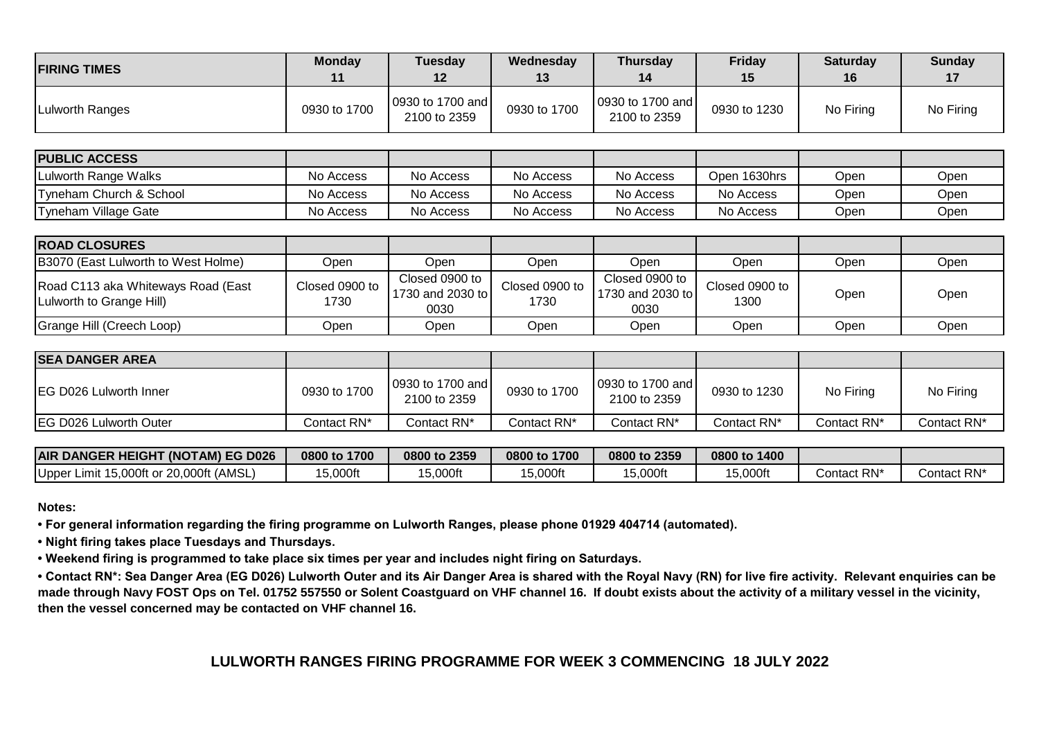| FIRING TIMES | Monday 11 | Tuesday 12 | Wednesday 13 | Thursday 14 | Friday 15 | Saturday 16 | Sunday 17 |
|---|---|---|---|---|---|---|---|
| Lulworth Ranges | 0930 to 1700 | 0930 to 1700 and 2100 to 2359 | 0930 to 1700 | 0930 to 1700 and 2100 to 2359 | 0930 to 1230 | No Firing | No Firing |

| PUBLIC ACCESS | | | | | | | |
|---|---|---|---|---|---|---|---|
| Lulworth Range Walks | No Access | No Access | No Access | No Access | Open 1630hrs | Open | Open |
| Tyneham Church & School | No Access | No Access | No Access | No Access | No Access | Open | Open |
| Tyneham Village Gate | No Access | No Access | No Access | No Access | No Access | Open | Open |

| ROAD CLOSURES | | | | | | | |
|---|---|---|---|---|---|---|---|
| B3070 (East Lulworth to West Holme) | Open | Open | Open | Open | Open | Open | Open |
| Road C113 aka Whiteways Road (East Lulworth to Grange Hill) | Closed 0900 to 1730 | Closed 0900 to 1730 and 2030 to 0030 | Closed 0900 to 1730 | Closed 0900 to 1730 and 2030 to 0030 | Closed 0900 to 1300 | Open | Open |
| Grange Hill (Creech Loop) | Open | Open | Open | Open | Open | Open | Open |

| SEA DANGER AREA | | | | | | | |
|---|---|---|---|---|---|---|---|
| EG D026 Lulworth Inner | 0930 to 1700 | 0930 to 1700 and 2100 to 2359 | 0930 to 1700 | 0930 to 1700 and 2100 to 2359 | 0930 to 1230 | No Firing | No Firing |
| EG D026 Lulworth Outer | Contact RN* | Contact RN* | Contact RN* | Contact RN* | Contact RN* | Contact RN* | Contact RN* |

| AIR DANGER HEIGHT (NOTAM) EG D026 | 0800 to 1700 | 0800 to 2359 | 0800 to 1700 | 0800 to 2359 | 0800 to 1400 | | |
|---|---|---|---|---|---|---|---|
| Upper Limit 15,000ft or 20,000ft (AMSL) | 15,000ft | 15,000ft | 15,000ft | 15,000ft | 15,000ft | Contact RN* | Contact RN* |

**Notes:**

- **For general information regarding the firing programme on Lulworth Ranges, please phone 01929 404714 (automated).**
- **Night firing takes place Tuesdays and Thursdays.**
- **Weekend firing is programmed to take place six times per year and includes night firing on Saturdays.**
- **Contact RN*: Sea Danger Area (EG D026) Lulworth Outer and its Air Danger Area is shared with the Royal Navy (RN) for live fire activity. Relevant enquiries can be made through Navy FOST Ops on Tel. 01752 557550 or Solent Coastguard on VHF channel 16. If doubt exists about the activity of a military vessel in the vicinity, then the vessel concerned may be contacted on VHF channel 16.**

## LULWORTH RANGES FIRING PROGRAMME FOR WEEK 3 COMMENCING 18 JULY 2022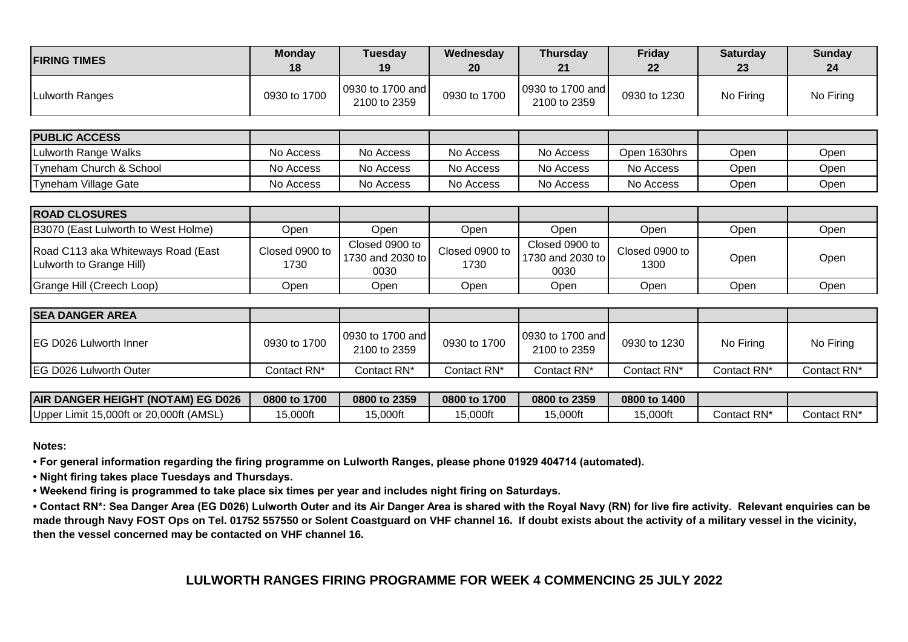| FIRING TIMES | Monday 18 | Tuesday 19 | Wednesday 20 | Thursday 21 | Friday 22 | Saturday 23 | Sunday 24 |
|---|---|---|---|---|---|---|---|
| Lulworth Ranges | 0930 to 1700 | 0930 to 1700 and 2100 to 2359 | 0930 to 1700 | 0930 to 1700 and 2100 to 2359 | 0930 to 1230 | No Firing | No Firing |

| PUBLIC ACCESS | | | | | | | |
|---|---|---|---|---|---|---|---|
| Lulworth Range Walks | No Access | No Access | No Access | No Access | Open 1630hrs | Open | Open |
| Tyneham Church & School | No Access | No Access | No Access | No Access | No Access | Open | Open |
| Tyneham Village Gate | No Access | No Access | No Access | No Access | No Access | Open | Open |

| ROAD CLOSURES | | | | | | | |
|---|---|---|---|---|---|---|---|
| B3070 (East Lulworth to West Holme) | Open | Open | Open | Open | Open | Open | Open |
| Road C113 aka Whiteways Road (East Lulworth to Grange Hill) | Closed 0900 to 1730 | Closed 0900 to 1730 and 2030 to 0030 | Closed 0900 to 1730 | Closed 0900 to 1730 and 2030 to 0030 | Closed 0900 to 1300 | Open | Open |
| Grange Hill (Creech Loop) | Open | Open | Open | Open | Open | Open | Open |

| SEA DANGER AREA | | | | | | | |
|---|---|---|---|---|---|---|---|
| EG D026 Lulworth Inner | 0930 to 1700 | 0930 to 1700 and 2100 to 2359 | 0930 to 1700 | 0930 to 1700 and 2100 to 2359 | 0930 to 1230 | No Firing | No Firing |
| EG D026 Lulworth Outer | Contact RN* | Contact RN* | Contact RN* | Contact RN* | Contact RN* | Contact RN* | Contact RN* |

| AIR DANGER HEIGHT (NOTAM) EG D026 | 0800 to 1700 | 0800 to 2359 | 0800 to 1700 | 0800 to 2359 | 0800 to 1400 | | |
|---|---|---|---|---|---|---|---|
| Upper Limit 15,000ft or 20,000ft (AMSL) | 15,000ft | 15,000ft | 15,000ft | 15,000ft | 15,000ft | Contact RN* | Contact RN* |

**Notes:**

- **For general information regarding the firing programme on Lulworth Ranges, please phone 01929 404714 (automated).**
- **Night firing takes place Tuesdays and Thursdays.**
- **Weekend firing is programmed to take place six times per year and includes night firing on Saturdays.**
- **Contact RN*: Sea Danger Area (EG D026) Lulworth Outer and its Air Danger Area is shared with the Royal Navy (RN) for live fire activity. Relevant enquiries can be made through Navy FOST Ops on Tel. 01752 557550 or Solent Coastguard on VHF channel 16. If doubt exists about the activity of a military vessel in the vicinity, then the vessel concerned may be contacted on VHF channel 16.**

## LULWORTH RANGES FIRING PROGRAMME FOR WEEK 4 COMMENCING 25 JULY 2022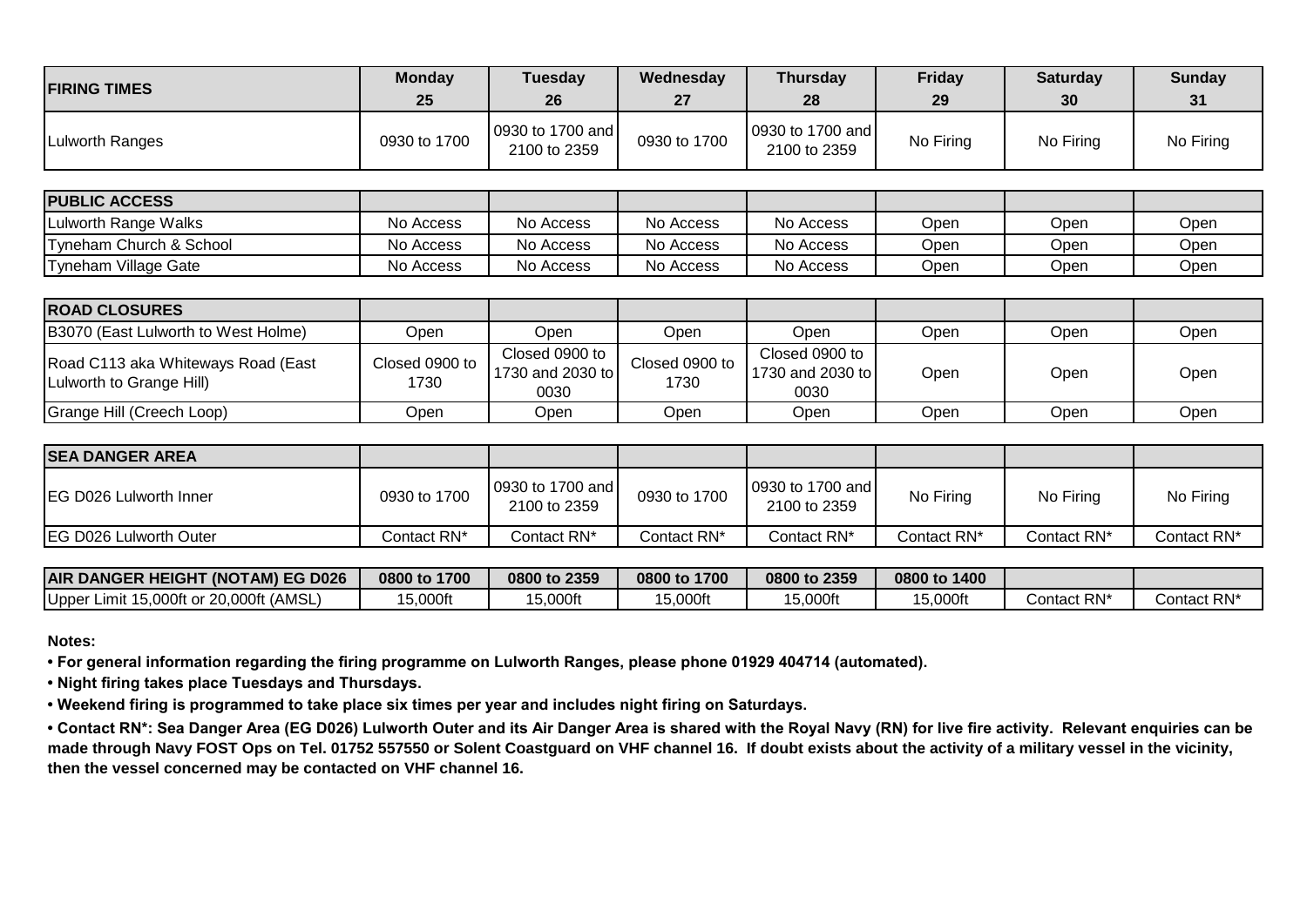| FIRING TIMES | Monday 25 | Tuesday 26 | Wednesday 27 | Thursday 28 | Friday 29 | Saturday 30 | Sunday 31 |
|---|---|---|---|---|---|---|---|
| Lulworth Ranges | 0930 to 1700 | 0930 to 1700 and 2100 to 2359 | 0930 to 1700 | 0930 to 1700 and 2100 to 2359 | No Firing | No Firing | No Firing |

| PUBLIC ACCESS | | | | | | | |
|---|---|---|---|---|---|---|---|
| Lulworth Range Walks | No Access | No Access | No Access | No Access | Open | Open | Open |
| Tyneham Church & School | No Access | No Access | No Access | No Access | Open | Open | Open |
| Tyneham Village Gate | No Access | No Access | No Access | No Access | Open | Open | Open |

| ROAD CLOSURES | | | | | | | |
|---|---|---|---|---|---|---|---|
| B3070 (East Lulworth to West Holme) | Open | Open | Open | Open | Open | Open | Open |
| Road C113 aka Whiteways Road (East Lulworth to Grange Hill) | Closed 0900 to 1730 | Closed 0900 to 1730 and 2030 to 0030 | Closed 0900 to 1730 | Closed 0900 to 1730 and 2030 to 0030 | Open | Open | Open |
| Grange Hill (Creech Loop) | Open | Open | Open | Open | Open | Open | Open |

| SEA DANGER AREA | | | | | | | |
|---|---|---|---|---|---|---|---|
| EG D026 Lulworth Inner | 0930 to 1700 | 0930 to 1700 and 2100 to 2359 | 0930 to 1700 | 0930 to 1700 and 2100 to 2359 | No Firing | No Firing | No Firing |
| EG D026 Lulworth Outer | Contact RN* | Contact RN* | Contact RN* | Contact RN* | Contact RN* | Contact RN* | Contact RN* |

| AIR DANGER HEIGHT (NOTAM) EG D026 | 0800 to 1700 | 0800 to 2359 | 0800 to 1700 | 0800 to 2359 | 0800 to 1400 | | |
|---|---|---|---|---|---|---|---|
| Upper Limit 15,000ft or 20,000ft (AMSL) | 15,000ft | 15,000ft | 15,000ft | 15,000ft | 15,000ft | Contact RN* | Contact RN* |

**Notes:**

- **For general information regarding the firing programme on Lulworth Ranges, please phone 01929 404714 (automated).**
- **Night firing takes place Tuesdays and Thursdays.**
- **Weekend firing is programmed to take place six times per year and includes night firing on Saturdays.**
- **Contact RN*: Sea Danger Area (EG D026) Lulworth Outer and its Air Danger Area is shared with the Royal Navy (RN) for live fire activity. Relevant enquiries can be made through Navy FOST Ops on Tel. 01752 557550 or Solent Coastguard on VHF channel 16. If doubt exists about the activity of a military vessel in the vicinity, then the vessel concerned may be contacted on VHF channel 16.**